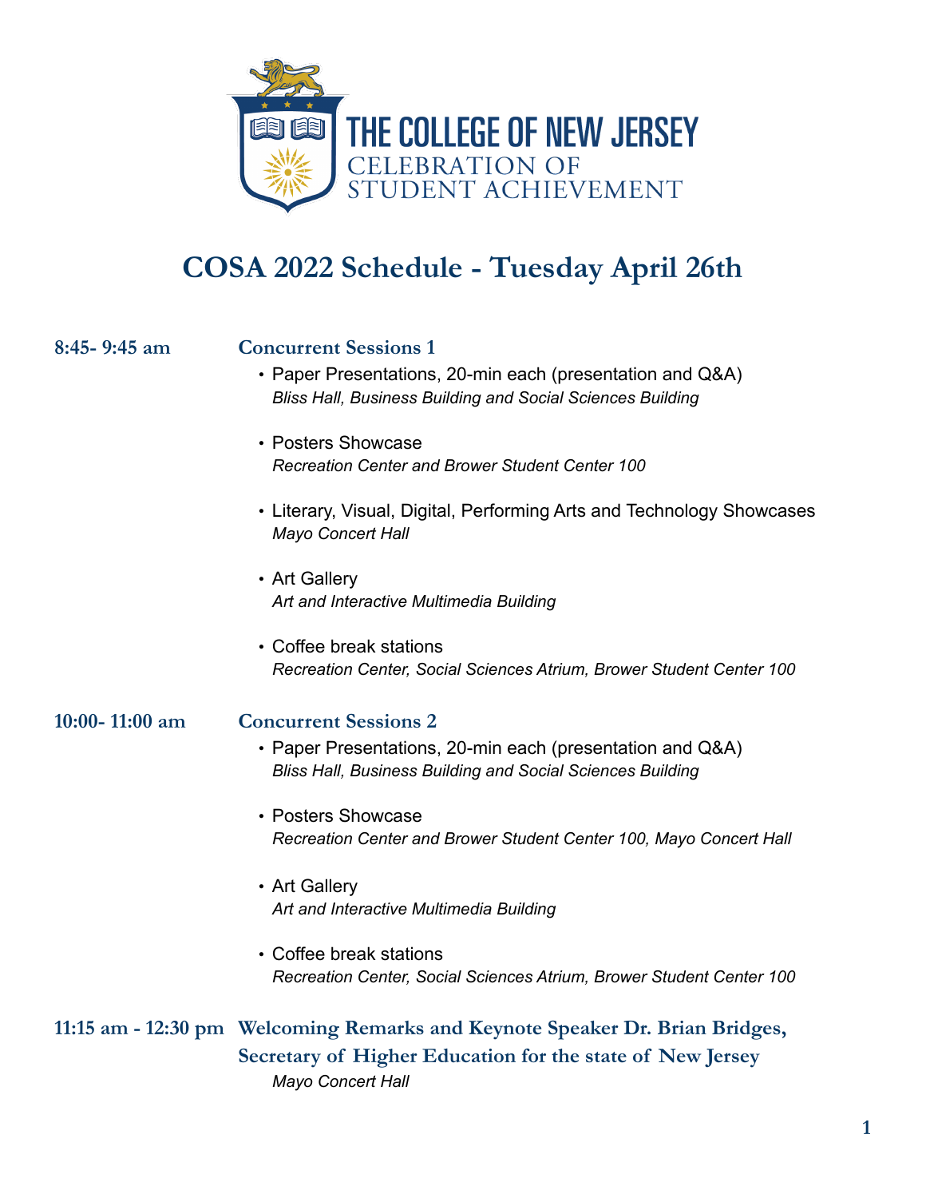THE COLLEGE OF NEW JERSEY
CELEBRATION OF STUDENT ACHIEVEMENT

# COSA 2022 Schedule - Tuesday April 26th

**8:45- 9:45 am** **Concurrent Sessions 1**

- Paper Presentations, 20-min each (presentation and Q&A)
  *Bliss Hall, Business Building and Social Sciences Building*
- Posters Showcase
  *Recreation Center and Brower Student Center 100*
- Literary, Visual, Digital, Performing Arts and Technology Showcases
  *Mayo Concert Hall*
- Art Gallery
  *Art and Interactive Multimedia Building*
- Coffee break stations
  *Recreation Center, Social Sciences Atrium, Brower Student Center 100*

**10:00- 11:00 am** **Concurrent Sessions 2**

- Paper Presentations, 20-min each (presentation and Q&A)
  *Bliss Hall, Business Building and Social Sciences Building*
- Posters Showcase
  *Recreation Center and Brower Student Center 100, Mayo Concert Hall*
- Art Gallery
  *Art and Interactive Multimedia Building*
- Coffee break stations
  *Recreation Center, Social Sciences Atrium, Brower Student Center 100*

**11:15 am - 12:30 pm** **Welcoming Remarks and Keynote Speaker Dr. Brian Bridges, Secretary of Higher Education for the state of New Jersey**

*Mayo Concert Hall*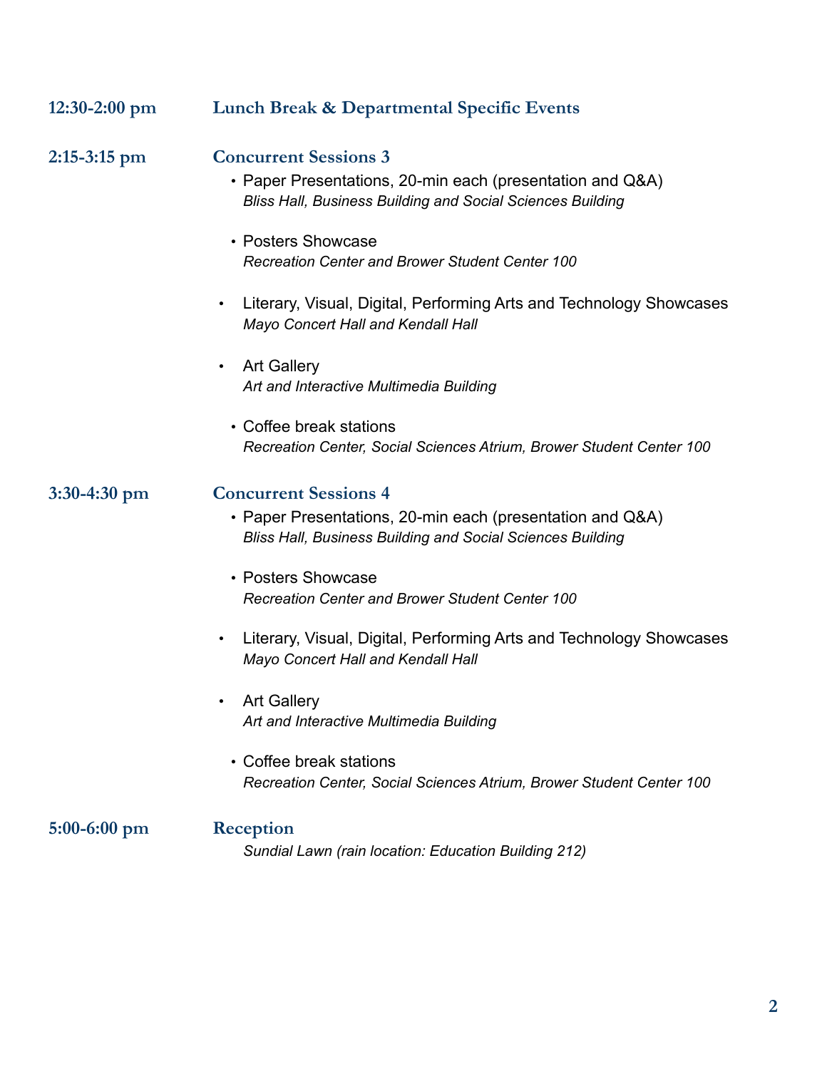**12:30-2:00 pm** **Lunch Break & Departmental Specific Events**

**2:15-3:15 pm** **Concurrent Sessions 3**

- Paper Presentations, 20-min each (presentation and Q&A)
  *Bliss Hall, Business Building and Social Sciences Building*
- Posters Showcase
  *Recreation Center and Brower Student Center 100*
- Literary, Visual, Digital, Performing Arts and Technology Showcases
  *Mayo Concert Hall and Kendall Hall*
- Art Gallery
  *Art and Interactive Multimedia Building*
- Coffee break stations
  *Recreation Center, Social Sciences Atrium, Brower Student Center 100*

**3:30-4:30 pm** **Concurrent Sessions 4**

- Paper Presentations, 20-min each (presentation and Q&A)
  *Bliss Hall, Business Building and Social Sciences Building*
- Posters Showcase
  *Recreation Center and Brower Student Center 100*
- Literary, Visual, Digital, Performing Arts and Technology Showcases
  *Mayo Concert Hall and Kendall Hall*
- Art Gallery
  *Art and Interactive Multimedia Building*
- Coffee break stations
  *Recreation Center, Social Sciences Atrium, Brower Student Center 100*

**5:00-6:00 pm** **Reception**

*Sundial Lawn (rain location: Education Building 212)*